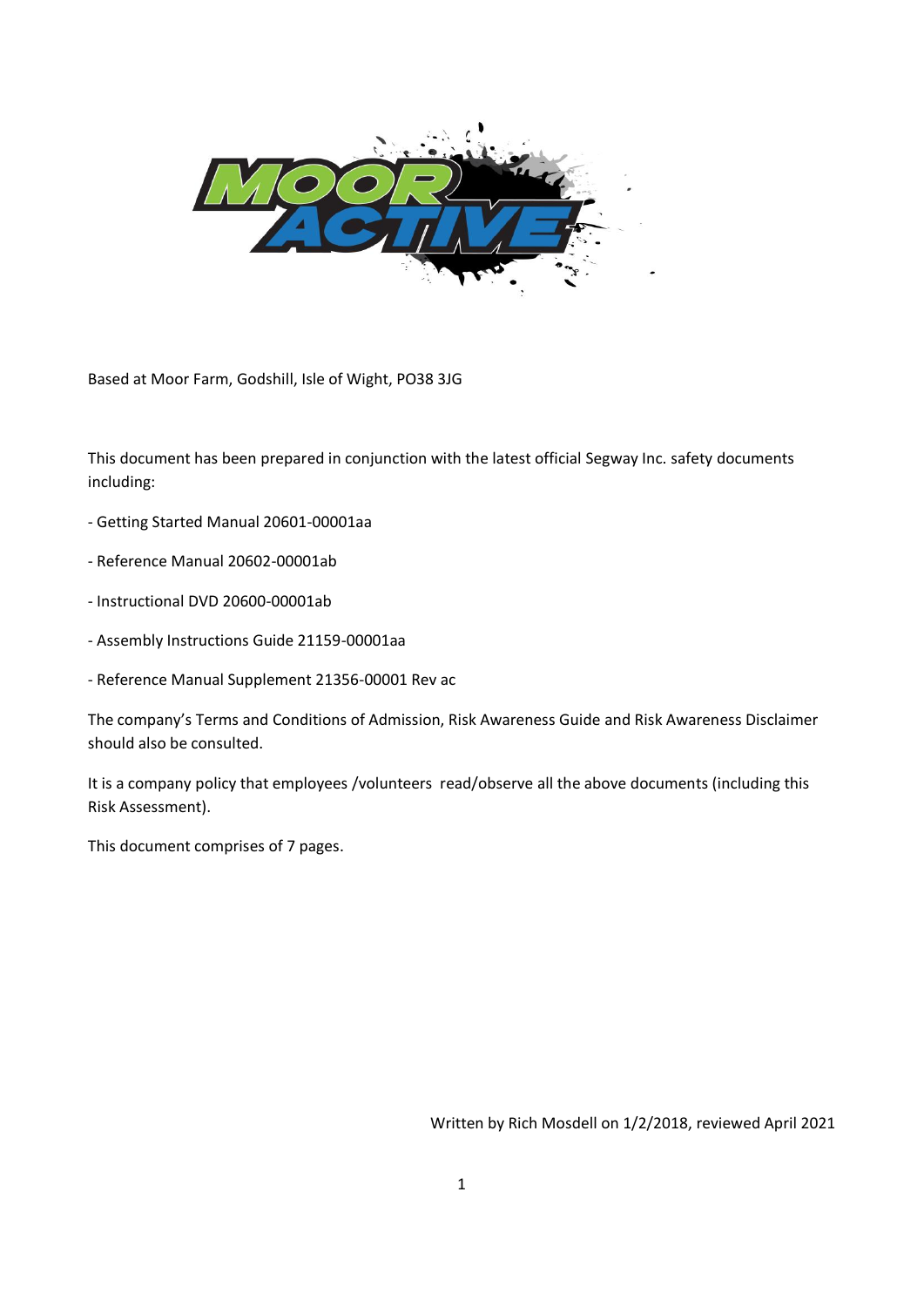Based at Moor Farm, Godshill, Isle of Wight, PO38 3JG

This document has been prepared in conjunction with the latest official Segway Inc. safety documents including:

- Getting Started Manual 20601-00001aa
- Reference Manual 20602-00001ab
- Instructional DVD 20600-00001ab
- Assembly Instructions Guide 21159-00001aa
- Reference Manual Supplement 21356-00001 Rev ac

The company's Terms and Conditions of Admission, Risk Awareness Guide and Risk Awareness Disclaimer should also be consulted.

It is a company policy that employees /volunteers read/observe all the above documents (including this Risk Assessment).

This document comprises of 7 pages.

Written by Rich Mosdell on 1/2/2018, reviewed April 2021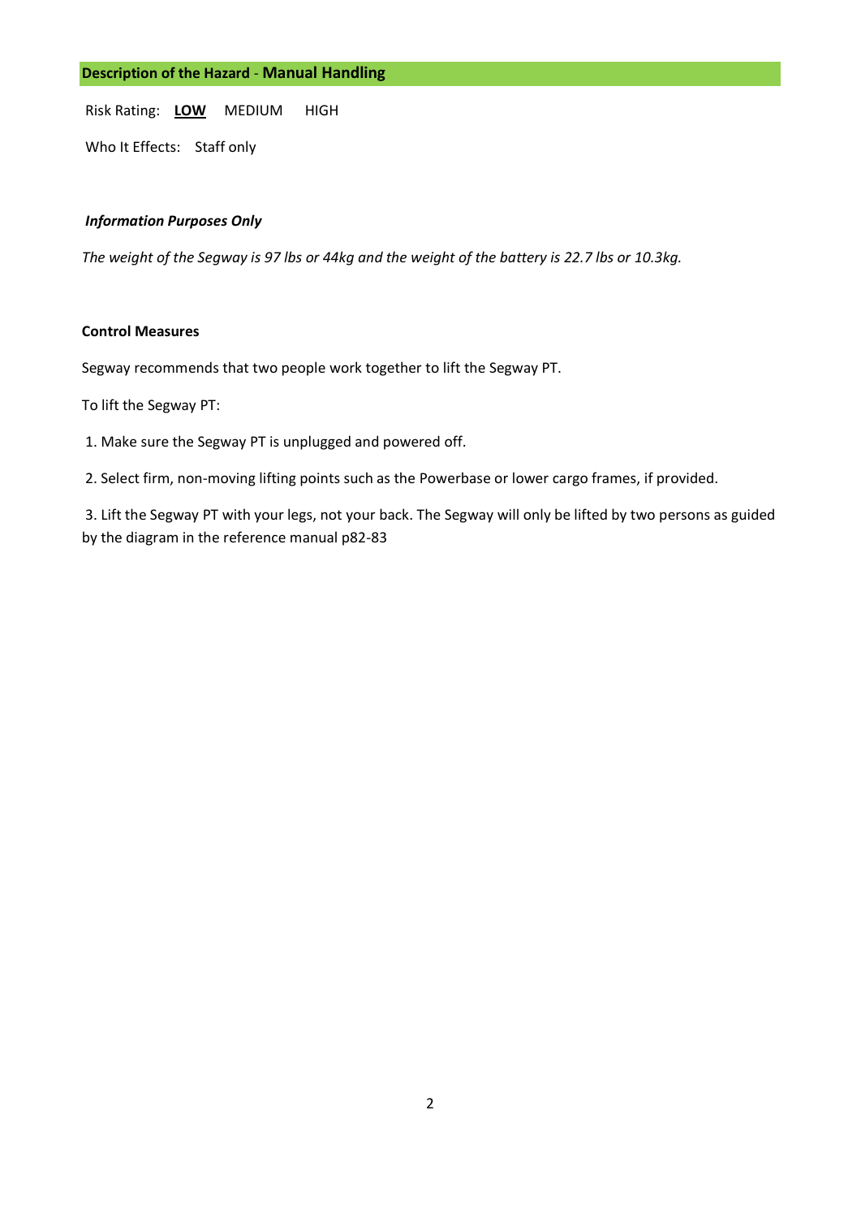## Description of the Hazard - Manual Handling

Risk Rating: **LOW** MEDIUM HIGH

Who It Effects: Staff only

***Information Purposes Only***

*The weight of the Segway is 97 lbs or 44kg and the weight of the battery is 22.7 lbs or 10.3kg.*

**Control Measures**

Segway recommends that two people work together to lift the Segway PT.

To lift the Segway PT:

1. Make sure the Segway PT is unplugged and powered off.
2. Select firm, non-moving lifting points such as the Powerbase or lower cargo frames, if provided.
3. Lift the Segway PT with your legs, not your back. The Segway will only be lifted by two persons as guided by the diagram in the reference manual p82-83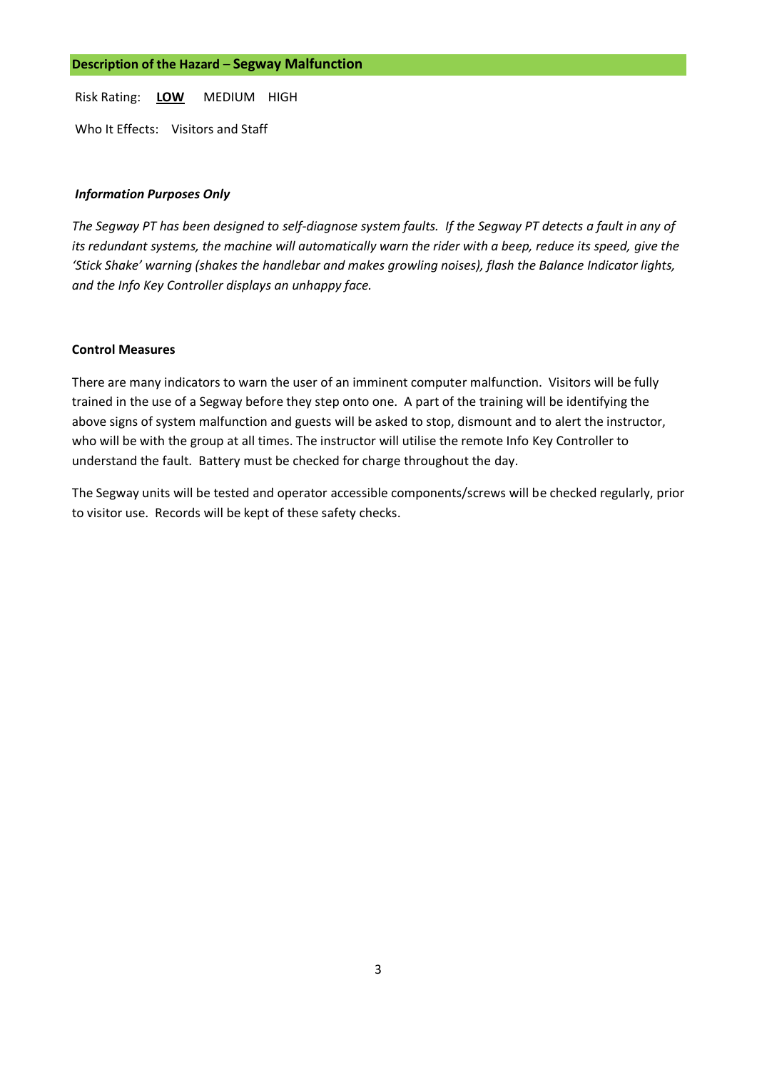## Description of the Hazard – **Segway Malfunction**

Risk Rating: **LOW** MEDIUM HIGH

Who It Effects: Visitors and Staff

***Information Purposes Only***

*The Segway PT has been designed to self-diagnose system faults. If the Segway PT detects a fault in any of its redundant systems, the machine will automatically warn the rider with a beep, reduce its speed, give the 'Stick Shake' warning (shakes the handlebar and makes growling noises), flash the Balance Indicator lights, and the Info Key Controller displays an unhappy face.*

**Control Measures**

There are many indicators to warn the user of an imminent computer malfunction. Visitors will be fully trained in the use of a Segway before they step onto one. A part of the training will be identifying the above signs of system malfunction and guests will be asked to stop, dismount and to alert the instructor, who will be with the group at all times. The instructor will utilise the remote Info Key Controller to understand the fault. Battery must be checked for charge throughout the day.

The Segway units will be tested and operator accessible components/screws will be checked regularly, prior to visitor use. Records will be kept of these safety checks.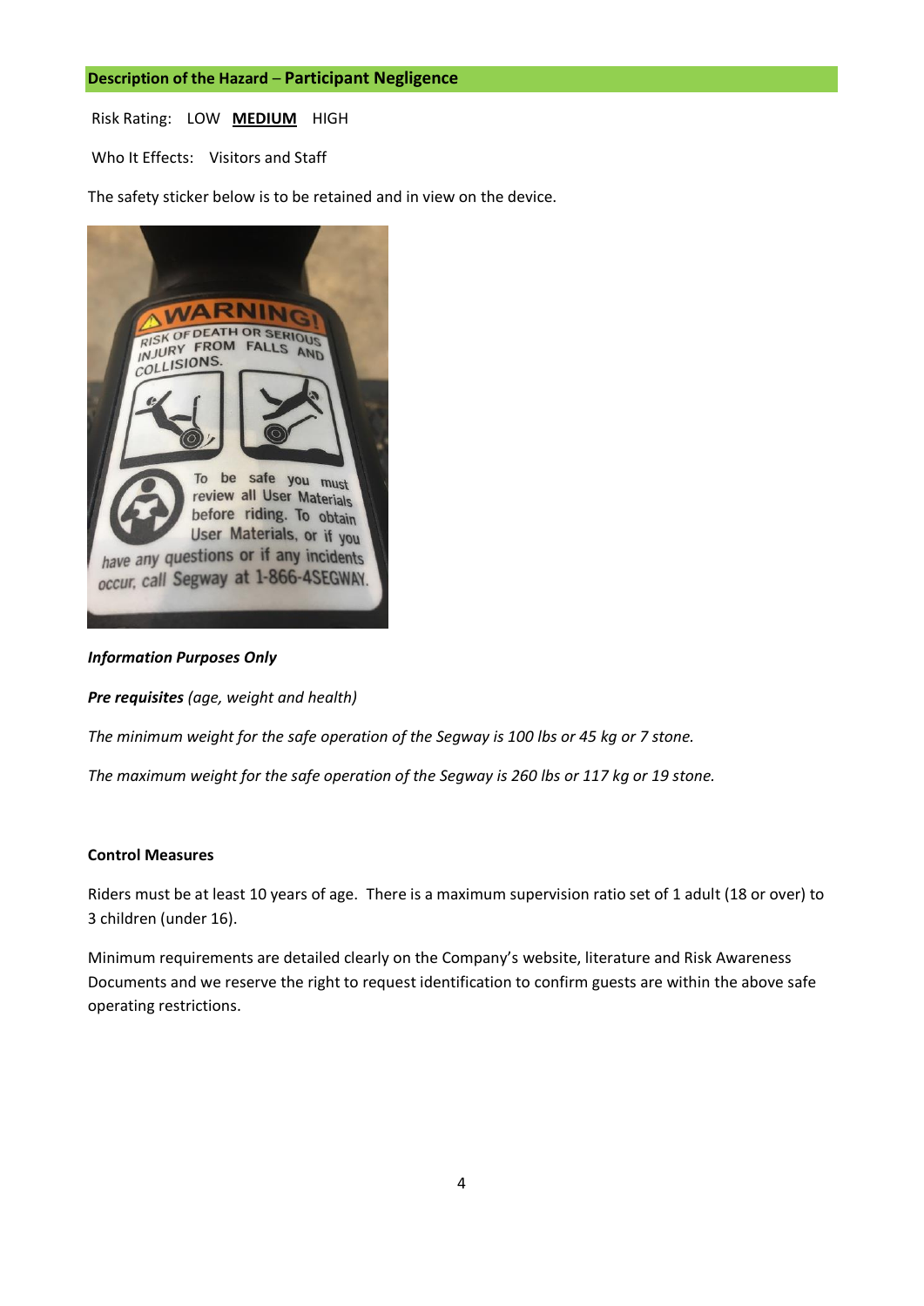**Description of the Hazard – Participant Negligence**

Risk Rating: LOW **MEDIUM** HIGH

Who It Effects: Visitors and Staff

The safety sticker below is to be retained and in view on the device.

***Information Purposes Only***

***Pre requisites*** *(age, weight and health)*

*The minimum weight for the safe operation of the Segway is 100 lbs or 45 kg or 7 stone.*

*The maximum weight for the safe operation of the Segway is 260 lbs or 117 kg or 19 stone.*

**Control Measures**

Riders must be at least 10 years of age. There is a maximum supervision ratio set of 1 adult (18 or over) to 3 children (under 16).

Minimum requirements are detailed clearly on the Company's website, literature and Risk Awareness Documents and we reserve the right to request identification to confirm guests are within the above safe operating restrictions.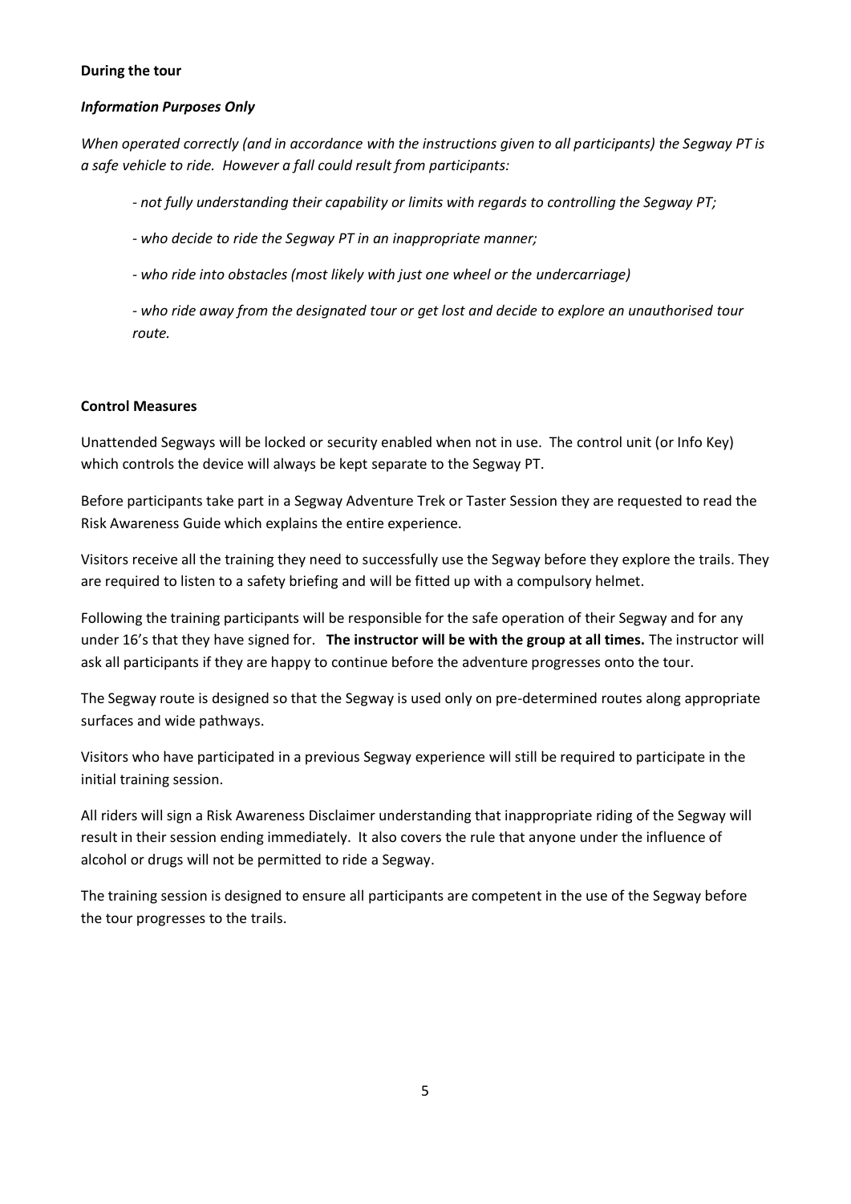**During the tour**

***Information Purposes Only***

*When operated correctly (and in accordance with the instructions given to all participants) the Segway PT is a safe vehicle to ride. However a fall could result from participants:*

- *not fully understanding their capability or limits with regards to controlling the Segway PT;*
- *who decide to ride the Segway PT in an inappropriate manner;*
- *who ride into obstacles (most likely with just one wheel or the undercarriage)*
- *who ride away from the designated tour or get lost and decide to explore an unauthorised tour route.*

**Control Measures**

Unattended Segways will be locked or security enabled when not in use. The control unit (or Info Key) which controls the device will always be kept separate to the Segway PT.

Before participants take part in a Segway Adventure Trek or Taster Session they are requested to read the Risk Awareness Guide which explains the entire experience.

Visitors receive all the training they need to successfully use the Segway before they explore the trails. They are required to listen to a safety briefing and will be fitted up with a compulsory helmet.

Following the training participants will be responsible for the safe operation of their Segway and for any under 16's that they have signed for. **The instructor will be with the group at all times.** The instructor will ask all participants if they are happy to continue before the adventure progresses onto the tour.

The Segway route is designed so that the Segway is used only on pre-determined routes along appropriate surfaces and wide pathways.

Visitors who have participated in a previous Segway experience will still be required to participate in the initial training session.

All riders will sign a Risk Awareness Disclaimer understanding that inappropriate riding of the Segway will result in their session ending immediately. It also covers the rule that anyone under the influence of alcohol or drugs will not be permitted to ride a Segway.

The training session is designed to ensure all participants are competent in the use of the Segway before the tour progresses to the trails.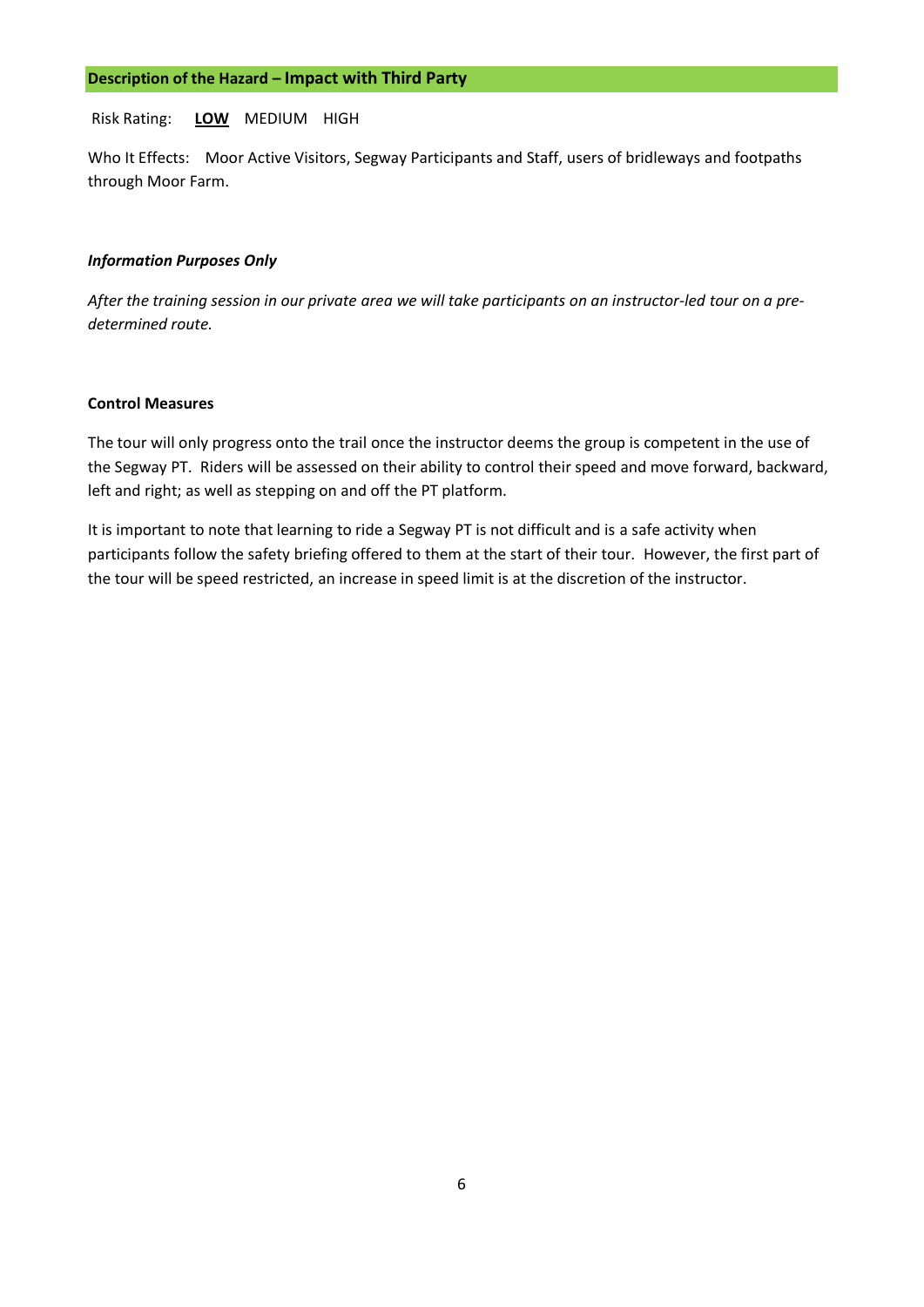## Description of the Hazard – Impact with Third Party

Risk Rating: **LOW** MEDIUM HIGH

Who It Effects: Moor Active Visitors, Segway Participants and Staff, users of bridleways and footpaths through Moor Farm.

***Information Purposes Only***

*After the training session in our private area we will take participants on an instructor-led tour on a pre-determined route.*

**Control Measures**

The tour will only progress onto the trail once the instructor deems the group is competent in the use of the Segway PT. Riders will be assessed on their ability to control their speed and move forward, backward, left and right; as well as stepping on and off the PT platform.

It is important to note that learning to ride a Segway PT is not difficult and is a safe activity when participants follow the safety briefing offered to them at the start of their tour. However, the first part of the tour will be speed restricted, an increase in speed limit is at the discretion of the instructor.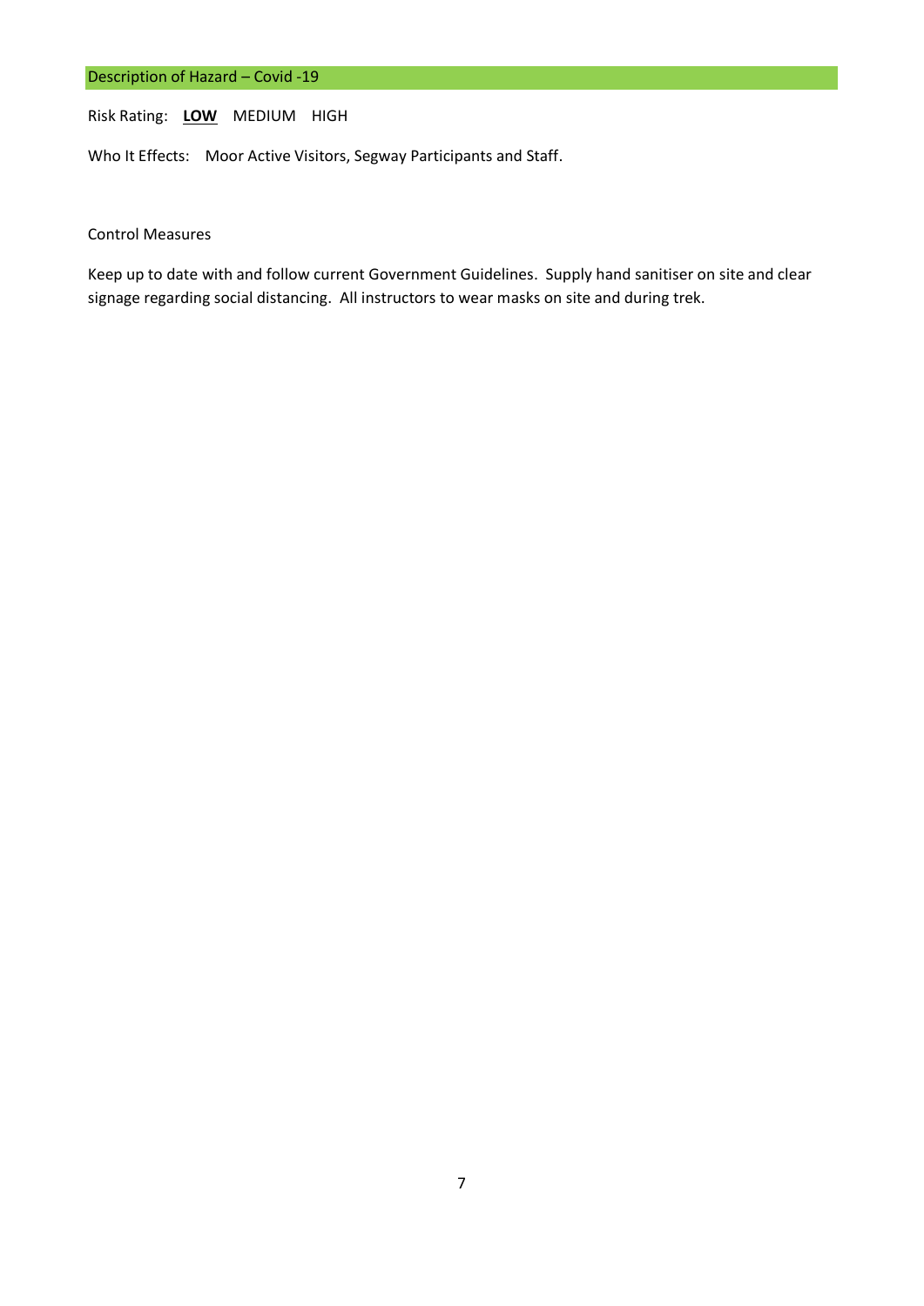Description of Hazard – Covid -19

Risk Rating: **LOW** MEDIUM HIGH

Who It Effects: Moor Active Visitors, Segway Participants and Staff.

Control Measures

Keep up to date with and follow current Government Guidelines. Supply hand sanitiser on site and clear signage regarding social distancing. All instructors to wear masks on site and during trek.